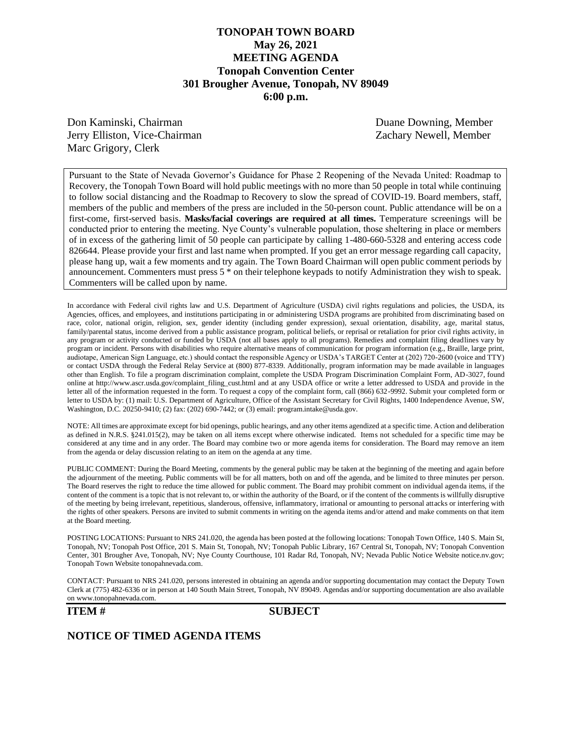# TONOPAH TOWN BOARD

**May 26, 2021**
**MEETING AGENDA**
**Tonopah Convention Center**
**301 Brougher Avenue, Tonopah, NV 89049**
**6:00 p.m.**

Don Kaminski, Chairman
Jerry Elliston, Vice-Chairman
Marc Grigory, Clerk
Duane Downing, Member
Zachary Newell, Member

Pursuant to the State of Nevada Governor's Guidance for Phase 2 Reopening of the Nevada United: Roadmap to Recovery, the Tonopah Town Board will hold public meetings with no more than 50 people in total while continuing to follow social distancing and the Roadmap to Recovery to slow the spread of COVID-19. Board members, staff, members of the public and members of the press are included in the 50-person count. Public attendance will be on a first-come, first-served basis. **Masks/facial coverings are required at all times.** Temperature screenings will be conducted prior to entering the meeting. Nye County's vulnerable population, those sheltering in place or members of in excess of the gathering limit of 50 people can participate by calling 1-480-660-5328 and entering access code 826644. Please provide your first and last name when prompted. If you get an error message regarding call capacity, please hang up, wait a few moments and try again. The Town Board Chairman will open public comment periods by announcement. Commenters must press 5 * on their telephone keypads to notify Administration they wish to speak. Commenters will be called upon by name.

In accordance with Federal civil rights law and U.S. Department of Agriculture (USDA) civil rights regulations and policies, the USDA, its Agencies, offices, and employees, and institutions participating in or administering USDA programs are prohibited from discriminating based on race, color, national origin, religion, sex, gender identity (including gender expression), sexual orientation, disability, age, marital status, family/parental status, income derived from a public assistance program, political beliefs, or reprisal or retaliation for prior civil rights activity, in any program or activity conducted or funded by USDA (not all bases apply to all programs). Remedies and complaint filing deadlines vary by program or incident. Persons with disabilities who require alternative means of communication for program information (e.g., Braille, large print, audiotape, American Sign Language, etc.) should contact the responsible Agency or USDA's TARGET Center at (202) 720-2600 (voice and TTY) or contact USDA through the Federal Relay Service at (800) 877-8339. Additionally, program information may be made available in languages other than English. To file a program discrimination complaint, complete the USDA Program Discrimination Complaint Form, AD-3027, found online at http://www.ascr.usda.gov/complaint_filing_cust.html and at any USDA office or write a letter addressed to USDA and provide in the letter all of the information requested in the form. To request a copy of the complaint form, call (866) 632-9992. Submit your completed form or letter to USDA by: (1) mail: U.S. Department of Agriculture, Office of the Assistant Secretary for Civil Rights, 1400 Independence Avenue, SW, Washington, D.C. 20250-9410; (2) fax: (202) 690-7442; or (3) email: program.intake@usda.gov.

NOTE: All times are approximate except for bid openings, public hearings, and any other items agendized at a specific time. Action and deliberation as defined in N.R.S. §241.015(2), may be taken on all items except where otherwise indicated. Items not scheduled for a specific time may be considered at any time and in any order. The Board may combine two or more agenda items for consideration. The Board may remove an item from the agenda or delay discussion relating to an item on the agenda at any time.

PUBLIC COMMENT: During the Board Meeting, comments by the general public may be taken at the beginning of the meeting and again before the adjournment of the meeting. Public comments will be for all matters, both on and off the agenda, and be limited to three minutes per person. The Board reserves the right to reduce the time allowed for public comment. The Board may prohibit comment on individual agenda items, if the content of the comment is a topic that is not relevant to, or within the authority of the Board, or if the content of the comments is willfully disruptive of the meeting by being irrelevant, repetitious, slanderous, offensive, inflammatory, irrational or amounting to personal attacks or interfering with the rights of other speakers. Persons are invited to submit comments in writing on the agenda items and/or attend and make comments on that item at the Board meeting.

POSTING LOCATIONS: Pursuant to NRS 241.020, the agenda has been posted at the following locations: Tonopah Town Office, 140 S. Main St, Tonopah, NV; Tonopah Post Office, 201 S. Main St, Tonopah, NV; Tonopah Public Library, 167 Central St, Tonopah, NV; Tonopah Convention Center, 301 Brougher Ave, Tonopah, NV; Nye County Courthouse, 101 Radar Rd, Tonopah, NV; Nevada Public Notice Website notice.nv.gov; Tonopah Town Website tonopahnevada.com.

CONTACT: Pursuant to NRS 241.020, persons interested in obtaining an agenda and/or supporting documentation may contact the Deputy Town Clerk at (775) 482-6336 or in person at 140 South Main Street, Tonopah, NV 89049. Agendas and/or supporting documentation are also available on www.tonopahnevada.com.

**ITEM #** **SUBJECT**

## NOTICE OF TIMED AGENDA ITEMS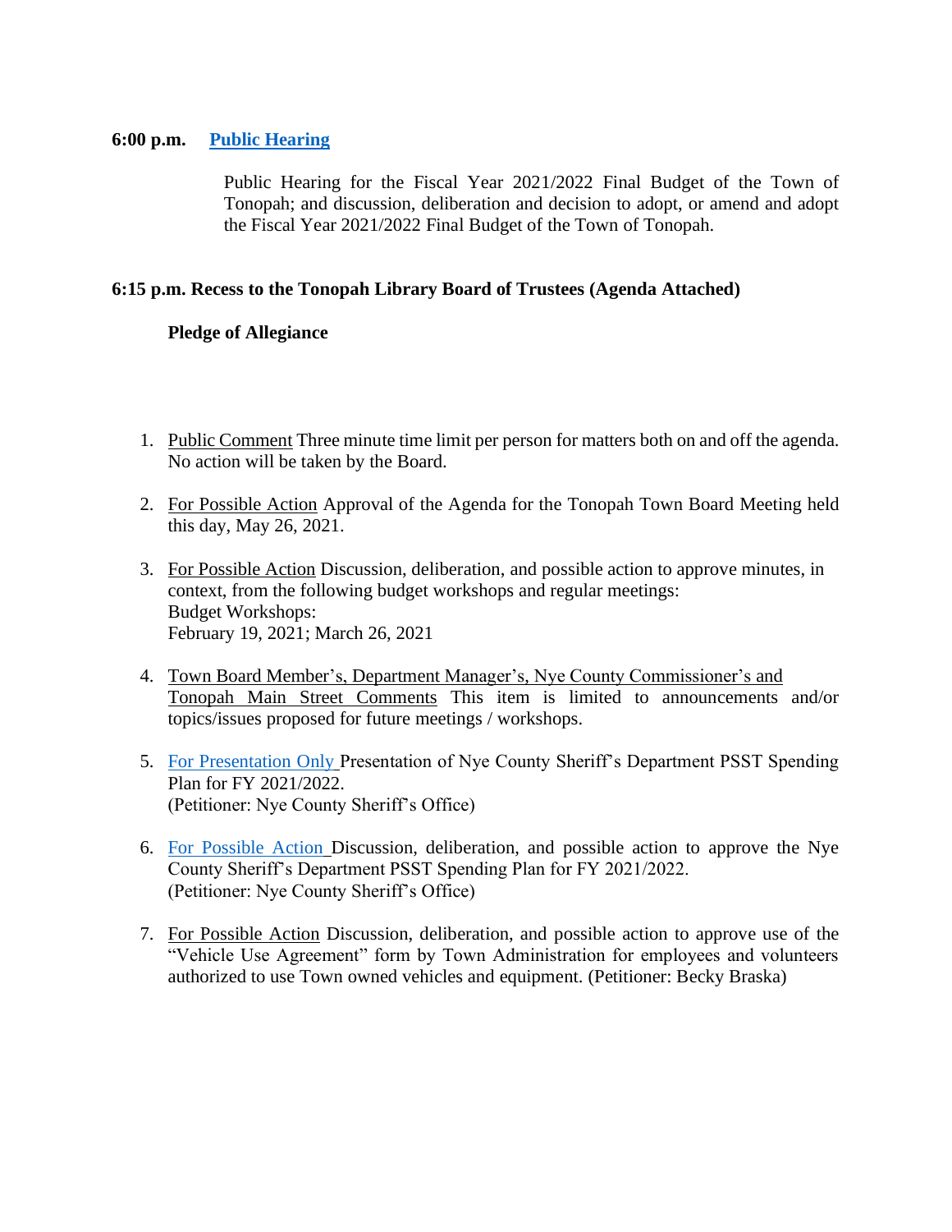**6:00 p.m.** **Public Hearing**

Public Hearing for the Fiscal Year 2021/2022 Final Budget of the Town of Tonopah; and discussion, deliberation and decision to adopt, or amend and adopt the Fiscal Year 2021/2022 Final Budget of the Town of Tonopah.

**6:15 p.m. Recess to the Tonopah Library Board of Trustees (Agenda Attached)**

**Pledge of Allegiance**

1. Public Comment Three minute time limit per person for matters both on and off the agenda. No action will be taken by the Board.

2. For Possible Action Approval of the Agenda for the Tonopah Town Board Meeting held this day, May 26, 2021.

3. For Possible Action Discussion, deliberation, and possible action to approve minutes, in context, from the following budget workshops and regular meetings:
   Budget Workshops:
   February 19, 2021; March 26, 2021

4. Town Board Member's, Department Manager's, Nye County Commissioner's and Tonopah Main Street Comments This item is limited to announcements and/or topics/issues proposed for future meetings / workshops.

5. For Presentation Only Presentation of Nye County Sheriff's Department PSST Spending Plan for FY 2021/2022.
   (Petitioner: Nye County Sheriff's Office)

6. For Possible Action Discussion, deliberation, and possible action to approve the Nye County Sheriff's Department PSST Spending Plan for FY 2021/2022.
   (Petitioner: Nye County Sheriff's Office)

7. For Possible Action Discussion, deliberation, and possible action to approve use of the "Vehicle Use Agreement" form by Town Administration for employees and volunteers authorized to use Town owned vehicles and equipment. (Petitioner: Becky Braska)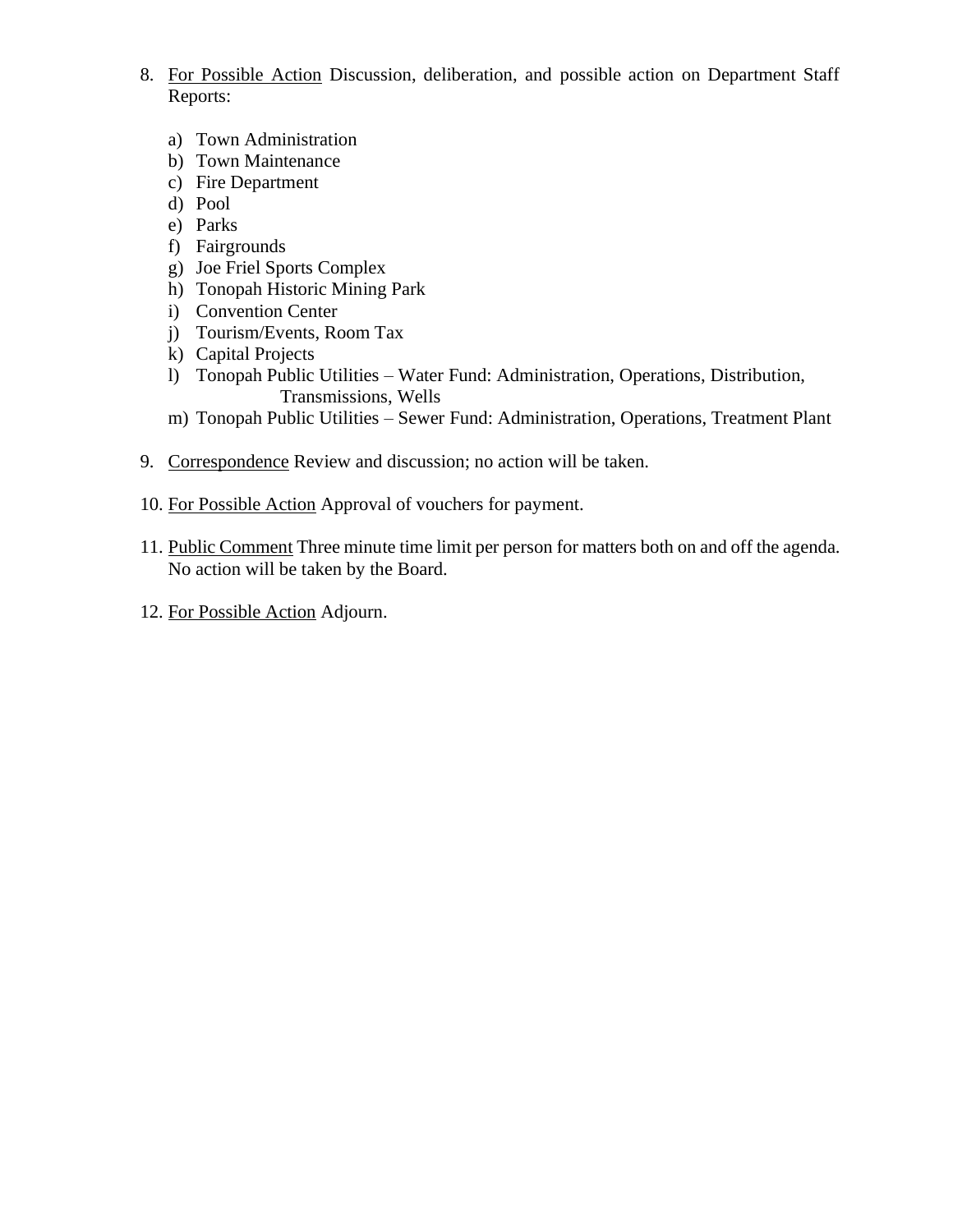8. For Possible Action Discussion, deliberation, and possible action on Department Staff Reports:

   a) Town Administration
   b) Town Maintenance
   c) Fire Department
   d) Pool
   e) Parks
   f) Fairgrounds
   g) Joe Friel Sports Complex
   h) Tonopah Historic Mining Park
   i) Convention Center
   j) Tourism/Events, Room Tax
   k) Capital Projects
   l) Tonopah Public Utilities – Water Fund: Administration, Operations, Distribution, Transmissions, Wells
   m) Tonopah Public Utilities – Sewer Fund: Administration, Operations, Treatment Plant

9. Correspondence Review and discussion; no action will be taken.

10. For Possible Action Approval of vouchers for payment.

11. Public Comment Three minute time limit per person for matters both on and off the agenda. No action will be taken by the Board.

12. For Possible Action Adjourn.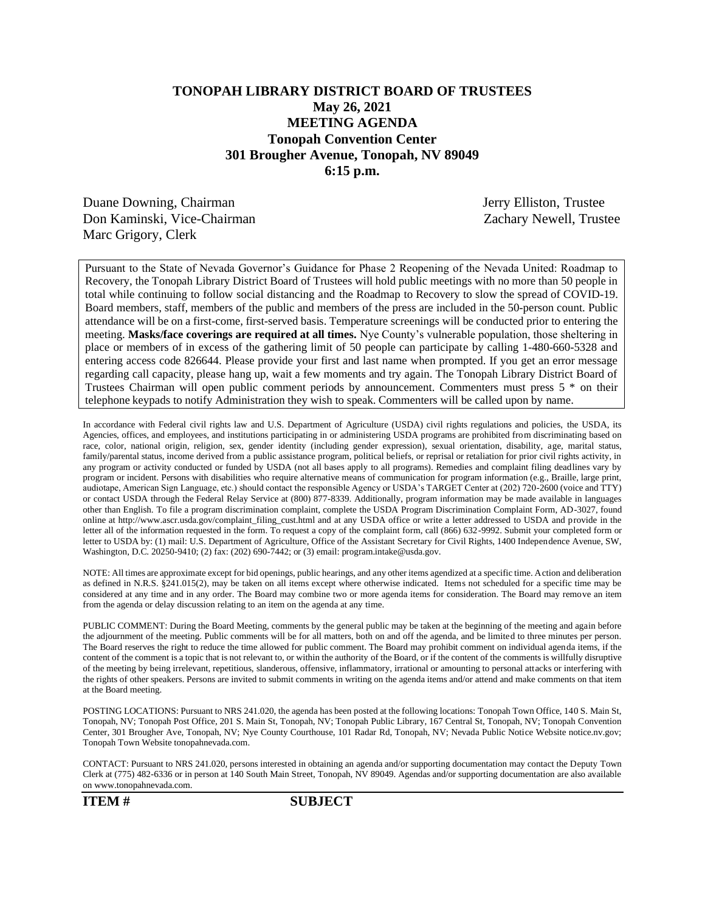# TONOPAH LIBRARY DISTRICT BOARD OF TRUSTEES

## May 26, 2021

## MEETING AGENDA

## Tonopah Convention Center

## 301 Brougher Avenue, Tonopah, NV 89049

## 6:15 p.m.

Duane Downing, Chairman
Don Kaminski, Vice-Chairman
Marc Grigory, Clerk
Jerry Elliston, Trustee
Zachary Newell, Trustee

Pursuant to the State of Nevada Governor's Guidance for Phase 2 Reopening of the Nevada United: Roadmap to Recovery, the Tonopah Library District Board of Trustees will hold public meetings with no more than 50 people in total while continuing to follow social distancing and the Roadmap to Recovery to slow the spread of COVID-19. Board members, staff, members of the public and members of the press are included in the 50-person count. Public attendance will be on a first-come, first-served basis. Temperature screenings will be conducted prior to entering the meeting. **Masks/face coverings are required at all times.** Nye County's vulnerable population, those sheltering in place or members of in excess of the gathering limit of 50 people can participate by calling 1-480-660-5328 and entering access code 826644. Please provide your first and last name when prompted. If you get an error message regarding call capacity, please hang up, wait a few moments and try again. The Tonopah Library District Board of Trustees Chairman will open public comment periods by announcement. Commenters must press 5 * on their telephone keypads to notify Administration they wish to speak. Commenters will be called upon by name.

In accordance with Federal civil rights law and U.S. Department of Agriculture (USDA) civil rights regulations and policies, the USDA, its Agencies, offices, and employees, and institutions participating in or administering USDA programs are prohibited from discriminating based on race, color, national origin, religion, sex, gender identity (including gender expression), sexual orientation, disability, age, marital status, family/parental status, income derived from a public assistance program, political beliefs, or reprisal or retaliation for prior civil rights activity, in any program or activity conducted or funded by USDA (not all bases apply to all programs). Remedies and complaint filing deadlines vary by program or incident. Persons with disabilities who require alternative means of communication for program information (e.g., Braille, large print, audiotape, American Sign Language, etc.) should contact the responsible Agency or USDA's TARGET Center at (202) 720-2600 (voice and TTY) or contact USDA through the Federal Relay Service at (800) 877-8339. Additionally, program information may be made available in languages other than English. To file a program discrimination complaint, complete the USDA Program Discrimination Complaint Form, AD-3027, found online at http://www.ascr.usda.gov/complaint_filing_cust.html and at any USDA office or write a letter addressed to USDA and provide in the letter all of the information requested in the form. To request a copy of the complaint form, call (866) 632-9992. Submit your completed form or letter to USDA by: (1) mail: U.S. Department of Agriculture, Office of the Assistant Secretary for Civil Rights, 1400 Independence Avenue, SW, Washington, D.C. 20250-9410; (2) fax: (202) 690-7442; or (3) email: program.intake@usda.gov.

NOTE: All times are approximate except for bid openings, public hearings, and any other items agendized at a specific time. Action and deliberation as defined in N.R.S. §241.015(2), may be taken on all items except where otherwise indicated. Items not scheduled for a specific time may be considered at any time and in any order. The Board may combine two or more agenda items for consideration. The Board may remove an item from the agenda or delay discussion relating to an item on the agenda at any time.

PUBLIC COMMENT: During the Board Meeting, comments by the general public may be taken at the beginning of the meeting and again before the adjournment of the meeting. Public comments will be for all matters, both on and off the agenda, and be limited to three minutes per person. The Board reserves the right to reduce the time allowed for public comment. The Board may prohibit comment on individual agenda items, if the content of the comment is a topic that is not relevant to, or within the authority of the Board, or if the content of the comments is willfully disruptive of the meeting by being irrelevant, repetitious, slanderous, offensive, inflammatory, irrational or amounting to personal attacks or interfering with the rights of other speakers. Persons are invited to submit comments in writing on the agenda items and/or attend and make comments on that item at the Board meeting.

POSTING LOCATIONS: Pursuant to NRS 241.020, the agenda has been posted at the following locations: Tonopah Town Office, 140 S. Main St, Tonopah, NV; Tonopah Post Office, 201 S. Main St, Tonopah, NV; Tonopah Public Library, 167 Central St, Tonopah, NV; Tonopah Convention Center, 301 Brougher Ave, Tonopah, NV; Nye County Courthouse, 101 Radar Rd, Tonopah, NV; Nevada Public Notice Website notice.nv.gov; Tonopah Town Website tonopahnevada.com.

CONTACT: Pursuant to NRS 241.020, persons interested in obtaining an agenda and/or supporting documentation may contact the Deputy Town Clerk at (775) 482-6336 or in person at 140 South Main Street, Tonopah, NV 89049. Agendas and/or supporting documentation are also available on www.tonopahnevada.com.

**ITEM #** **SUBJECT**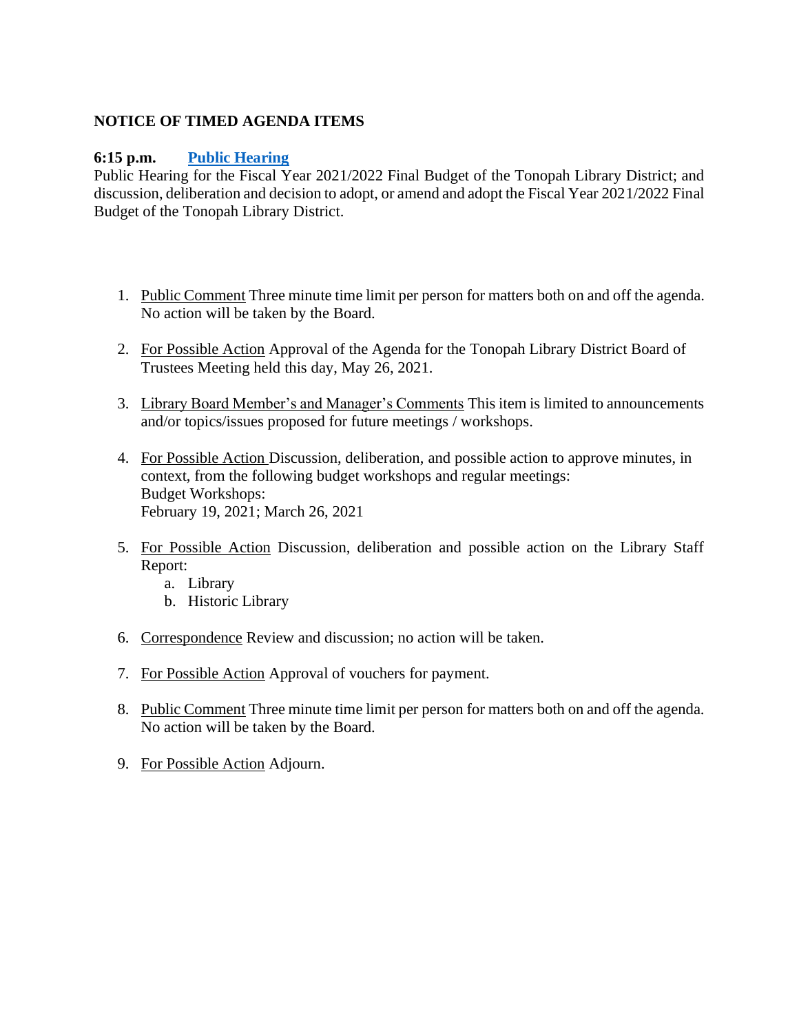**NOTICE OF TIMED AGENDA ITEMS**

**6:15 p.m.** **Public Hearing**

Public Hearing for the Fiscal Year 2021/2022 Final Budget of the Tonopah Library District; and discussion, deliberation and decision to adopt, or amend and adopt the Fiscal Year 2021/2022 Final Budget of the Tonopah Library District.

1. Public Comment Three minute time limit per person for matters both on and off the agenda. No action will be taken by the Board.

2. For Possible Action Approval of the Agenda for the Tonopah Library District Board of Trustees Meeting held this day, May 26, 2021.

3. Library Board Member's and Manager's Comments This item is limited to announcements and/or topics/issues proposed for future meetings / workshops.

4. For Possible Action Discussion, deliberation, and possible action to approve minutes, in context, from the following budget workshops and regular meetings:
   Budget Workshops:
   February 19, 2021; March 26, 2021

5. For Possible Action Discussion, deliberation and possible action on the Library Staff Report:
   a. Library
   b. Historic Library

6. Correspondence Review and discussion; no action will be taken.

7. For Possible Action Approval of vouchers for payment.

8. Public Comment Three minute time limit per person for matters both on and off the agenda. No action will be taken by the Board.

9. For Possible Action Adjourn.